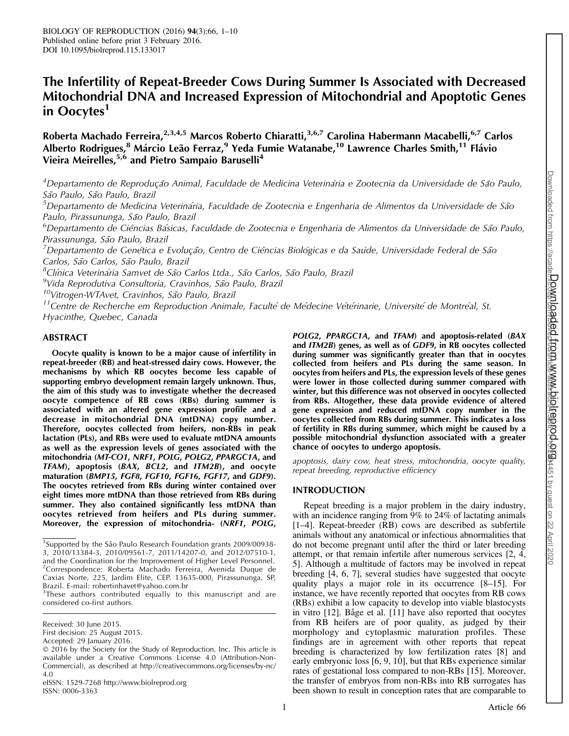# The Infertility of Repeat-Breeder Cows During Summer Is Associated with Decreased Mitochondrial DNA and Increased Expression of Mitochondrial and Apoptotic Genes in Oocytes[1]

Roberta Machado Ferreira,[2,3,4,5] Marcos Roberto Chiaratti,[3,6,7] Carolina Habermann Macabelli,[6,7] Carlos Alberto Rodrigues,[8] Márcio Leão Ferraz,[9] Yeda Fumie Watanabe,[10] Lawrence Charles Smith,[11] Flávio Vieira Meirelles,[5,6] and Pietro Sampaio Baruselli[4]

[4]Departamento de Reprodução Animal, Faculdade de Medicina Veterinária e Zootecnia da Universidade de São Paulo, São Paulo, São Paulo, Brazil
[5]Departamento de Medicina Veterinária, Faculdade de Zootecnia e Engenharia de Alimentos da Universidade de São Paulo, Pirassununga, São Paulo, Brazil
[6]Departamento de Ciências Básicas, Faculdade de Zootecnia e Engenharia de Alimentos da Universidade de São Paulo, Pirassununga, São Paulo, Brazil
[7]Departamento de Genética e Evolução, Centro de Ciências Biológicas e da Saúde, Universidade Federal de São Carlos, São Carlos, São Paulo, Brazil
[8]Clínica Veterinária Samvet de São Carlos Ltda., São Carlos, São Paulo, Brazil
[9]Vida Reprodutiva Consultoria, Cravinhos, São Paulo, Brazil
[10]Vitrogen-WTAvet, Cravinhos, São Paulo, Brazil
[11]Centre de Recherche em Reproduction Animale, Faculté de Médecine Vétérinarie, Université de Montréal, St. Hyacinthe, Quebec, Canada

## ABSTRACT

**Oocyte quality is known to be a major cause of infertility in repeat-breeder (RB) and heat-stressed dairy cows. However, the mechanisms by which RB oocytes become less capable of supporting embryo development remain largely unknown. Thus, the aim of this study was to investigate whether the decreased oocyte competence of RB cows (RBs) during summer is associated with an altered gene expression profile and a decrease in mitochondrial DNA (mtDNA) copy number. Therefore, oocytes collected from heifers, non-RBs in peak lactation (PLs), and RBs were used to evaluate mtDNA amounts as well as the expression levels of genes associated with the mitochondria (*MT-CO1*, *NRF1*, *POLG*, *POLG2*, *PPARGC1A*, and *TFAM*), apoptosis (*BAX*, *BCL2*, and *ITM2B*), and oocyte maturation (*BMP15*, *FGF8*, *FGF10*, *FGF16*, *FGF17*, and *GDF9*). The oocytes retrieved from RBs during winter contained over eight times more mtDNA than those retrieved from RBs during summer. They also contained significantly less mtDNA than oocytes retrieved from heifers and PLs during summer. Moreover, the expression of mitochondria- (*NRF1*, *POLG*, *POLG2*, *PPARGC1A*, and *TFAM*) and apoptosis-related (*BAX* and *ITM2B*) genes, as well as of *GDF9*, in RB oocytes collected during summer was significantly greater than that in oocytes collected from heifers and PLs during the same season. In oocytes from heifers and PLs, the expression levels of these genes were lower in those collected during summer compared with winter, but this difference was not observed in oocytes collected from RBs. Altogether, these data provide evidence of altered gene expression and reduced mtDNA copy number in the oocytes collected from RBs during summer. This indicates a loss of fertility in RBs during summer, which might be caused by a possible mitochondrial dysfunction associated with a greater chance of oocytes to undergo apoptosis.**

*apoptosis, dairy cow, heat stress, mitochondria, oocyte quality, repeat breeding, reproductive efficiency*

[1]Supported by the São Paulo Research Foundation grants 2009/00938-3, 2010/13384-3, 2010/09561-7, 2011/14207-0, and 2012/07510-1, and the Coordination for the Improvement of Higher Level Personnel.
[2]Correspondence: Roberta Machado Ferreira, Avenida Duque de Caxias Norte, 225, Jardim Elite, CEP. 13635-000, Pirassununga, SP, Brazil. E-mail: robertinhavet@yahoo.com.br
[3]These authors contributed equally to this manuscript and are considered co-first authors.

Received: 30 June 2015.
First decision: 25 August 2015.
Accepted: 29 January 2016.
© 2016 by the Society for the Study of Reproduction, Inc. This article is available under a Creative Commons License 4.0 (Attribution-Non-Commercial), as described at http://creativecommons.org/licenses/by-nc/4.0
eISSN: 1529-7268 http://www.biolreprod.org
ISSN: 0006-3363

## INTRODUCTION

Repeat breeding is a major problem in the dairy industry, with an incidence ranging from 9% to 24% of lactating animals [1–4]. Repeat-breeder (RB) cows are described as subfertile animals without any anatomical or infectious abnormalities that do not become pregnant until after the third or later breeding attempt, or that remain infertile after numerous services [2, 4, 5]. Although a multitude of factors may be involved in repeat breeding [4, 6, 7], several studies have suggested that oocyte quality plays a major role in its occurrence [8–15]. For instance, we have recently reported that oocytes from RB cows (RBs) exhibit a low capacity to develop into viable blastocysts in vitro [12]. Båge et al. [11] have also reported that oocytes from RB heifers are of poor quality, as judged by their morphology and cytoplasmic maturation profiles. These findings are in agreement with other reports that repeat breeding is characterized by low fertilization rates [8] and early embryonic loss [6, 9, 10], but that RBs experience similar rates of gestational loss compared to non-RBs [15]. Moreover, the transfer of embryos from non-RBs into RB surrogates has been shown to result in conception rates that are comparable to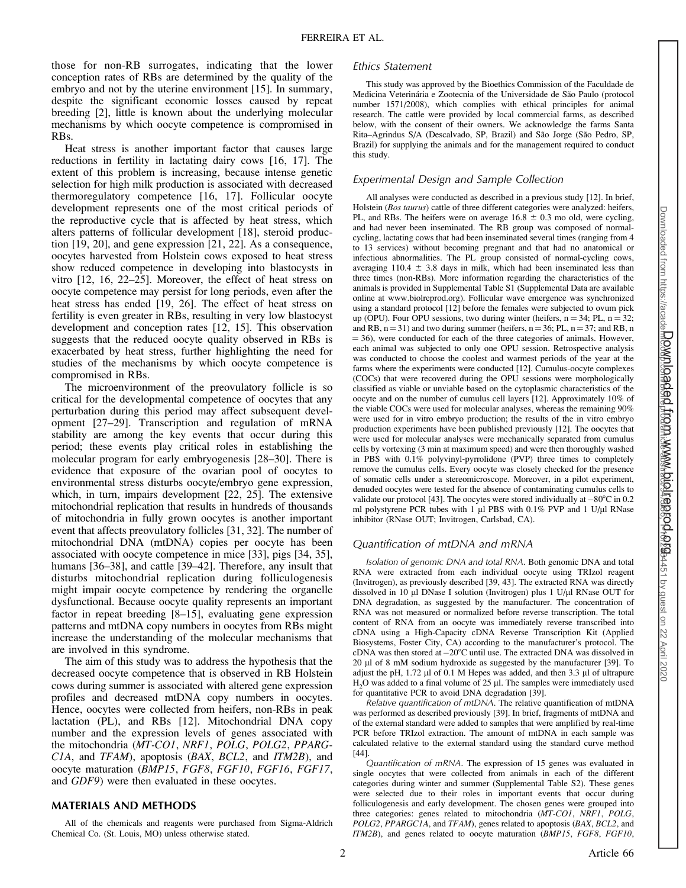those for non-RB surrogates, indicating that the lower conception rates of RBs are determined by the quality of the embryo and not by the uterine environment [15]. In summary, despite the significant economic losses caused by repeat breeding [2], little is known about the underlying molecular mechanisms by which oocyte competence is compromised in RBs.

Heat stress is another important factor that causes large reductions in fertility in lactating dairy cows [16, 17]. The extent of this problem is increasing, because intense genetic selection for high milk production is associated with decreased thermoregulatory competence [16, 17]. Follicular oocyte development represents one of the most critical periods of the reproductive cycle that is affected by heat stress, which alters patterns of follicular development [18], steroid production [19, 20], and gene expression [21, 22]. As a consequence, oocytes harvested from Holstein cows exposed to heat stress show reduced competence in developing into blastocysts in vitro [12, 16, 22–25]. Moreover, the effect of heat stress on oocyte competence may persist for long periods, even after the heat stress has ended [19, 26]. The effect of heat stress on fertility is even greater in RBs, resulting in very low blastocyst development and conception rates [12, 15]. This observation suggests that the reduced oocyte quality observed in RBs is exacerbated by heat stress, further highlighting the need for studies of the mechanisms by which oocyte competence is compromised in RBs.

The microenvironment of the preovulatory follicle is so critical for the developmental competence of oocytes that any perturbation during this period may affect subsequent development [27–29]. Transcription and regulation of mRNA stability are among the key events that occur during this period; these events play critical roles in establishing the molecular program for early embryogenesis [28–30]. There is evidence that exposure of the ovarian pool of oocytes to environmental stress disturbs oocyte/embryo gene expression, which, in turn, impairs development [22, 25]. The extensive mitochondrial replication that results in hundreds of thousands of mitochondria in fully grown oocytes is another important event that affects preovulatory follicles [31, 32]. The number of mitochondrial DNA (mtDNA) copies per oocyte has been associated with oocyte competence in mice [33], pigs [34, 35], humans [36–38], and cattle [39–42]. Therefore, any insult that disturbs mitochondrial replication during folliculogenesis might impair oocyte competence by rendering the organelle dysfunctional. Because oocyte quality represents an important factor in repeat breeding [8–15], evaluating gene expression patterns and mtDNA copy numbers in oocytes from RBs might increase the understanding of the molecular mechanisms that are involved in this syndrome.

The aim of this study was to address the hypothesis that the decreased oocyte competence that is observed in RB Holstein cows during summer is associated with altered gene expression profiles and decreased mtDNA copy numbers in oocytes. Hence, oocytes were collected from heifers, non-RBs in peak lactation (PL), and RBs [12]. Mitochondrial DNA copy number and the expression levels of genes associated with the mitochondria (*MT-CO1*, *NRF1*, *POLG*, *POLG2*, *PPARGC1A*, and *TFAM*), apoptosis (*BAX*, *BCL2*, and *ITM2B*), and oocyte maturation (*BMP15*, *FGF8*, *FGF10*, *FGF16*, *FGF17*, and *GDF9*) were then evaluated in these oocytes.

## MATERIALS AND METHODS

All of the chemicals and reagents were purchased from Sigma-Aldrich Chemical Co. (St. Louis, MO) unless otherwise stated.

### Ethics Statement

This study was approved by the Bioethics Commission of the Faculdade de Medicina Veterinária e Zootecnia of the Universidade de São Paulo (protocol number 1571/2008), which complies with ethical principles for animal research. The cattle were provided by local commercial farms, as described below, with the consent of their owners. We acknowledge the farms Santa Rita–Agrindus S/A (Descalvado, SP, Brazil) and São Jorge (São Pedro, SP, Brazil) for supplying the animals and for the management required to conduct this study.

### Experimental Design and Sample Collection

All analyses were conducted as described in a previous study [12]. In brief, Holstein (*Bos taurus*) cattle of three different categories were analyzed: heifers, PL, and RBs. The heifers were on average 16.8 ± 0.3 mo old, were cycling, and had never been inseminated. The RB group was composed of normal-cycling, lactating cows that had been inseminated several times (ranging from 4 to 13 services) without becoming pregnant and that had no anatomical or infectious abnormalities. The PL group consisted of normal-cycling cows, averaging 110.4 ± 3.8 days in milk, which had been inseminated less than three times (non-RBs). More information regarding the characteristics of the animals is provided in Supplemental Table S1 (Supplemental Data are available online at www.biolreprod.org). Follicular wave emergence was synchronized using a standard protocol [12] before the females were subjected to ovum pick up (OPU). Four OPU sessions, two during winter (heifers, n = 34; PL, n = 32; and RB, n = 31) and two during summer (heifers, n = 36; PL, n = 37; and RB, n = 36), were conducted for each of the three categories of animals. However, each animal was subjected to only one OPU session. Retrospective analysis was conducted to choose the coolest and warmest periods of the year at the farms where the experiments were conducted [12]. Cumulus-oocyte complexes (COCs) that were recovered during the OPU sessions were morphologically classified as viable or unviable based on the cytoplasmic characteristics of the oocyte and on the number of cumulus cell layers [12]. Approximately 10% of the viable COCs were used for molecular analyses, whereas the remaining 90% were used for in vitro embryo production; the results of the in vitro embryo production experiments have been published previously [12]. The oocytes that were used for molecular analyses were mechanically separated from cumulus cells by vortexing (3 min at maximum speed) and were then thoroughly washed in PBS with 0.1% polyvinyl-pyrrolidone (PVP) three times to completely remove the cumulus cells. Every oocyte was closely checked for the presence of somatic cells under a stereomicroscope. Moreover, in a pilot experiment, denuded oocytes were tested for the absence of contaminating cumulus cells to validate our protocol [43]. The oocytes were stored individually at −80°C in 0.2 ml polystyrene PCR tubes with 1 μl PBS with 0.1% PVP and 1 U/μl RNase inhibitor (RNase OUT; Invitrogen, Carlsbad, CA).

### Quantification of mtDNA and mRNA

*Isolation of genomic DNA and total RNA.* Both genomic DNA and total RNA were extracted from each individual oocyte using TRIzol reagent (Invitrogen), as previously described [39, 43]. The extracted RNA was directly dissolved in 10 μl DNase I solution (Invitrogen) plus 1 U/μl RNase OUT for DNA degradation, as suggested by the manufacturer. The concentration of RNA was not measured or normalized before reverse transcription. The total content of RNA from an oocyte was immediately reverse transcribed into cDNA using a High-Capacity cDNA Reverse Transcription Kit (Applied Biosystems, Foster City, CA) according to the manufacturer's protocol. The cDNA was then stored at −20°C until use. The extracted DNA was dissolved in 20 μl of 8 mM sodium hydroxide as suggested by the manufacturer [39]. To adjust the pH, 1.72 μl of 0.1 M Hepes was added, and then 3.3 μl of ultrapure $H_2O$ was added to a final volume of 25 μl. The samples were immediately used for quantitative PCR to avoid DNA degradation [39].

*Relative quantification of mtDNA.* The relative quantification of mtDNA was performed as described previously [39]. In brief, fragments of mtDNA and of the external standard were added to samples that were amplified by real-time PCR before TRIzol extraction. The amount of mtDNA in each sample was calculated relative to the external standard using the standard curve method [44].

*Quantification of mRNA.* The expression of 15 genes was evaluated in single oocytes that were collected from animals in each of the different categories during winter and summer (Supplemental Table S2). These genes were selected due to their roles in important events that occur during folliculogenesis and early development. The chosen genes were grouped into three categories: genes related to mitochondria (*MT-CO1*, *NRF1*, *POLG*, *POLG2*, *PPARGC1A*, and *TFAM*), genes related to apoptosis (*BAX*, *BCL2*, and *ITM2B*), and genes related to oocyte maturation (*BMP15*, *FGF8*, *FGF10*,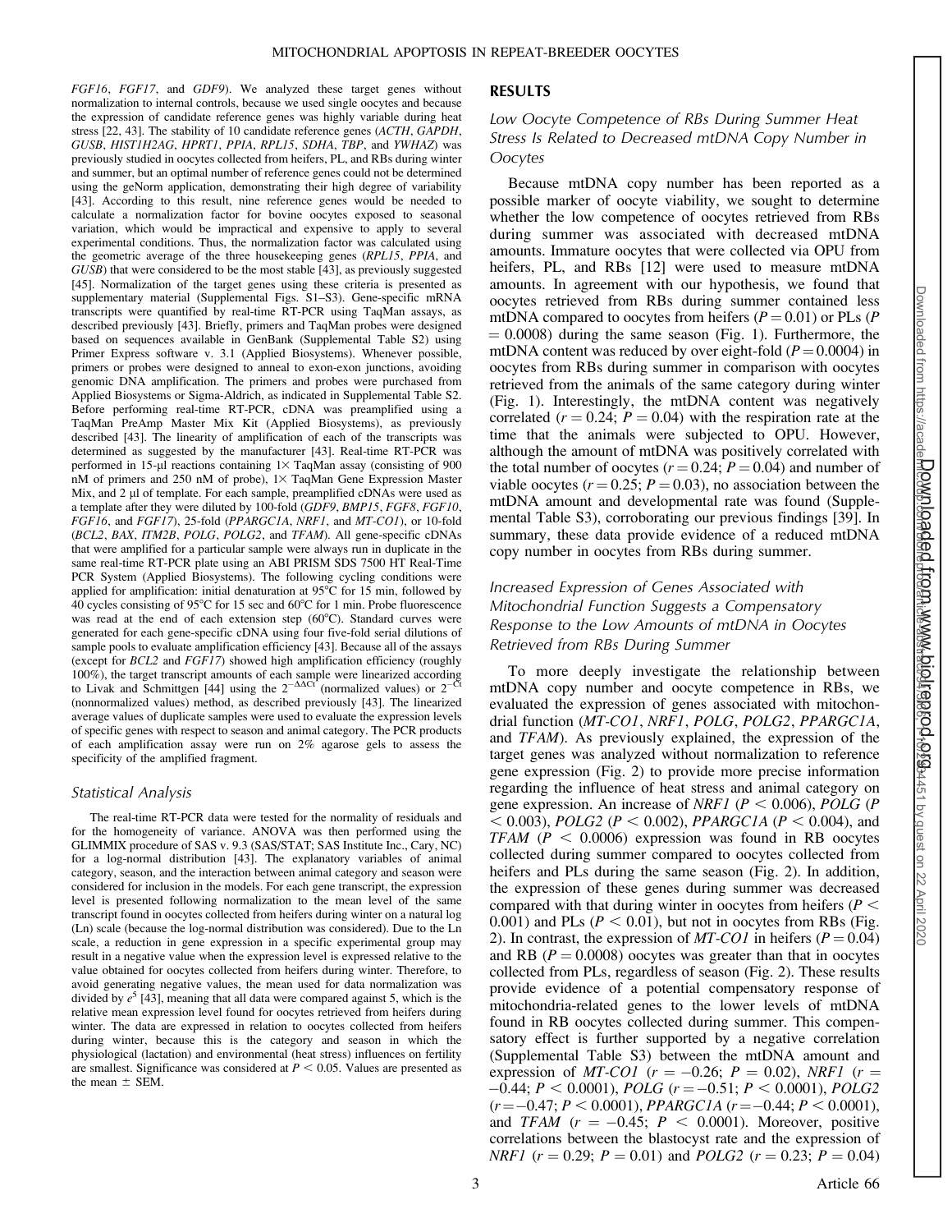*FGF16*, *FGF17*, and *GDF9*). We analyzed these target genes without normalization to internal controls, because we used single oocytes and because the expression of candidate reference genes was highly variable during heat stress [22, 43]. The stability of 10 candidate reference genes (*ACTH*, *GAPDH*, *GUSB*, *HIST1H2AG*, *HPRT1*, *PPIA*, *RPL15*, *SDHA*, *TBP*, and *YWHAZ*) was previously studied in oocytes collected from heifers, PL, and RBs during winter and summer, but an optimal number of reference genes could not be determined using the geNorm application, demonstrating their high degree of variability [43]. According to this result, nine reference genes would be needed to calculate a normalization factor for bovine oocytes exposed to seasonal variation, which would be impractical and expensive to apply to several experimental conditions. Thus, the normalization factor was calculated using the geometric average of the three housekeeping genes (*RPL15*, *PPIA*, and *GUSB*) that were considered to be the most stable [43], as previously suggested [45]. Normalization of the target genes using these criteria is presented as supplementary material (Supplemental Figs. S1–S3). Gene-specific mRNA transcripts were quantified by real-time RT-PCR using TaqMan assays, as described previously [43]. Briefly, primers and TaqMan probes were designed based on sequences available in GenBank (Supplemental Table S2) using Primer Express software v. 3.1 (Applied Biosystems). Whenever possible, primers or probes were designed to anneal to exon-exon junctions, avoiding genomic DNA amplification. The primers and probes were purchased from Applied Biosystems or Sigma-Aldrich, as indicated in Supplemental Table S2. Before performing real-time RT-PCR, cDNA was preamplified using a TaqMan PreAmp Master Mix Kit (Applied Biosystems), as previously described [43]. The linearity of amplification of each of the transcripts was determined as suggested by the manufacturer [43]. Real-time RT-PCR was performed in 15-μl reactions containing 1× TaqMan assay (consisting of 900 nM of primers and 250 nM of probe), 1× TaqMan Gene Expression Master Mix, and 2 μl of template. For each sample, preamplified cDNAs were used as a template after they were diluted by 100-fold (*GDF9*, *BMP15*, *FGF8*, *FGF10*, *FGF16*, and *FGF17*), 25-fold (*PPARGC1A*, *NRF1*, and *MT-CO1*), or 10-fold (*BCL2*, *BAX*, *ITM2B*, *POLG*, *POLG2*, and *TFAM*). All gene-specific cDNAs that were amplified for a particular sample were always run in duplicate in the same real-time RT-PCR plate using an ABI PRISM SDS 7500 HT Real-Time PCR System (Applied Biosystems). The following cycling conditions were applied for amplification: initial denaturation at 95°C for 15 min, followed by 40 cycles consisting of 95°C for 15 sec and 60°C for 1 min. Probe fluorescence was read at the end of each extension step (60°C). Standard curves were generated for each gene-specific cDNA using four five-fold serial dilutions of sample pools to evaluate amplification efficiency [43]. Because all of the assays (except for *BCL2* and *FGF17*) showed high amplification efficiency (roughly 100%), the target transcript amounts of each sample were linearized according to Livak and Schmittgen [44] using the $2^{-\Delta\Delta Ct}$ (normalized values) or $2^{-Ct}$ (nonnormalized values) method, as described previously [43]. The linearized average values of duplicate samples were used to evaluate the expression levels of specific genes with respect to season and animal category. The PCR products of each amplification assay were run on 2% agarose gels to assess the specificity of the amplified fragment.

### Statistical Analysis

The real-time RT-PCR data were tested for the normality of residuals and for the homogeneity of variance. ANOVA was then performed using the GLIMMIX procedure of SAS v. 9.3 (SAS/STAT; SAS Institute Inc., Cary, NC) for a log-normal distribution [43]. The explanatory variables of animal category, season, and the interaction between animal category and season were considered for inclusion in the models. For each gene transcript, the expression level is presented following normalization to the mean level of the same transcript found in oocytes collected from heifers during winter on a natural log (Ln) scale (because the log-normal distribution was considered). Due to the Ln scale, a reduction in gene expression in a specific experimental group may result in a negative value when the expression level is expressed relative to the value obtained for oocytes collected from heifers during winter. Therefore, to avoid generating negative values, the mean used for data normalization was divided by $e^5$ [43], meaning that all data were compared against 5, which is the relative mean expression level found for oocytes retrieved from heifers during winter. The data are expressed in relation to oocytes collected from heifers during winter, because this is the category and season in which the physiological (lactation) and environmental (heat stress) influences on fertility are smallest. Significance was considered at $P < 0.05$. Values are presented as the mean ± SEM.

## RESULTS

### Low Oocyte Competence of RBs During Summer Heat Stress Is Related to Decreased mtDNA Copy Number in Oocytes

Because mtDNA copy number has been reported as a possible marker of oocyte viability, we sought to determine whether the low competence of oocytes retrieved from RBs during summer was associated with decreased mtDNA amounts. Immature oocytes that were collected via OPU from heifers, PL, and RBs [12] were used to measure mtDNA amounts. In agreement with our hypothesis, we found that oocytes retrieved from RBs during summer contained less mtDNA compared to oocytes from heifers ($P = 0.01$) or PLs ($P = 0.0008$) during the same season (Fig. 1). Furthermore, the mtDNA content was reduced by over eight-fold ($P = 0.0004$) in oocytes from RBs during summer in comparison with oocytes retrieved from the animals of the same category during winter (Fig. 1). Interestingly, the mtDNA content was negatively correlated ($r = 0.24$; $P = 0.04$) with the respiration rate at the time that the animals were subjected to OPU. However, although the amount of mtDNA was positively correlated with the total number of oocytes ($r = 0.24$; $P = 0.04$) and number of viable oocytes ($r = 0.25$; $P = 0.03$), no association between the mtDNA amount and developmental rate was found (Supplemental Table S3), corroborating our previous findings [39]. In summary, these data provide evidence of a reduced mtDNA copy number in oocytes from RBs during summer.

### Increased Expression of Genes Associated with Mitochondrial Function Suggests a Compensatory Response to the Low Amounts of mtDNA in Oocytes Retrieved from RBs During Summer

To more deeply investigate the relationship between mtDNA copy number and oocyte competence in RBs, we evaluated the expression of genes associated with mitochondrial function (*MT-CO1*, *NRF1*, *POLG*, *POLG2*, *PPARGC1A*, and *TFAM*). As previously explained, the expression of the target genes was analyzed without normalization to reference gene expression (Fig. 2) to provide more precise information regarding the influence of heat stress and animal category on gene expression. An increase of *NRF1* ($P < 0.006$), *POLG* ($P < 0.003$), *POLG2* ($P < 0.002$), *PPARGC1A* ($P < 0.004$), and *TFAM* ($P < 0.0006$) expression was found in RB oocytes collected during summer compared to oocytes collected from heifers and PLs during the same season (Fig. 2). In addition, the expression of these genes during summer was decreased compared with that during winter in oocytes from heifers ($P < 0.001$) and PLs ($P < 0.01$), but not in oocytes from RBs (Fig. 2). In contrast, the expression of *MT-CO1* in heifers ($P = 0.04$) and RB ($P = 0.0008$) oocytes was greater than that in oocytes collected from PLs, regardless of season (Fig. 2). These results provide evidence of a potential compensatory response of mitochondria-related genes to the lower levels of mtDNA found in RB oocytes collected during summer. This compensatory effect is further supported by a negative correlation (Supplemental Table S3) between the mtDNA amount and expression of *MT-CO1* ($r = -0.26$; $P = 0.02$), *NRF1* ($r = -0.44$; $P < 0.0001$), *POLG* ($r = -0.51$; $P < 0.0001$), *POLG2* ($r = -0.47$; $P < 0.0001$), *PPARGC1A* ($r = -0.44$; $P < 0.0001$), and *TFAM* ($r = -0.45$; $P < 0.0001$). Moreover, positive correlations between the blastocyst rate and the expression of *NRF1* ($r = 0.29$; $P = 0.01$) and *POLG2* ($r = 0.23$; $P = 0.04$)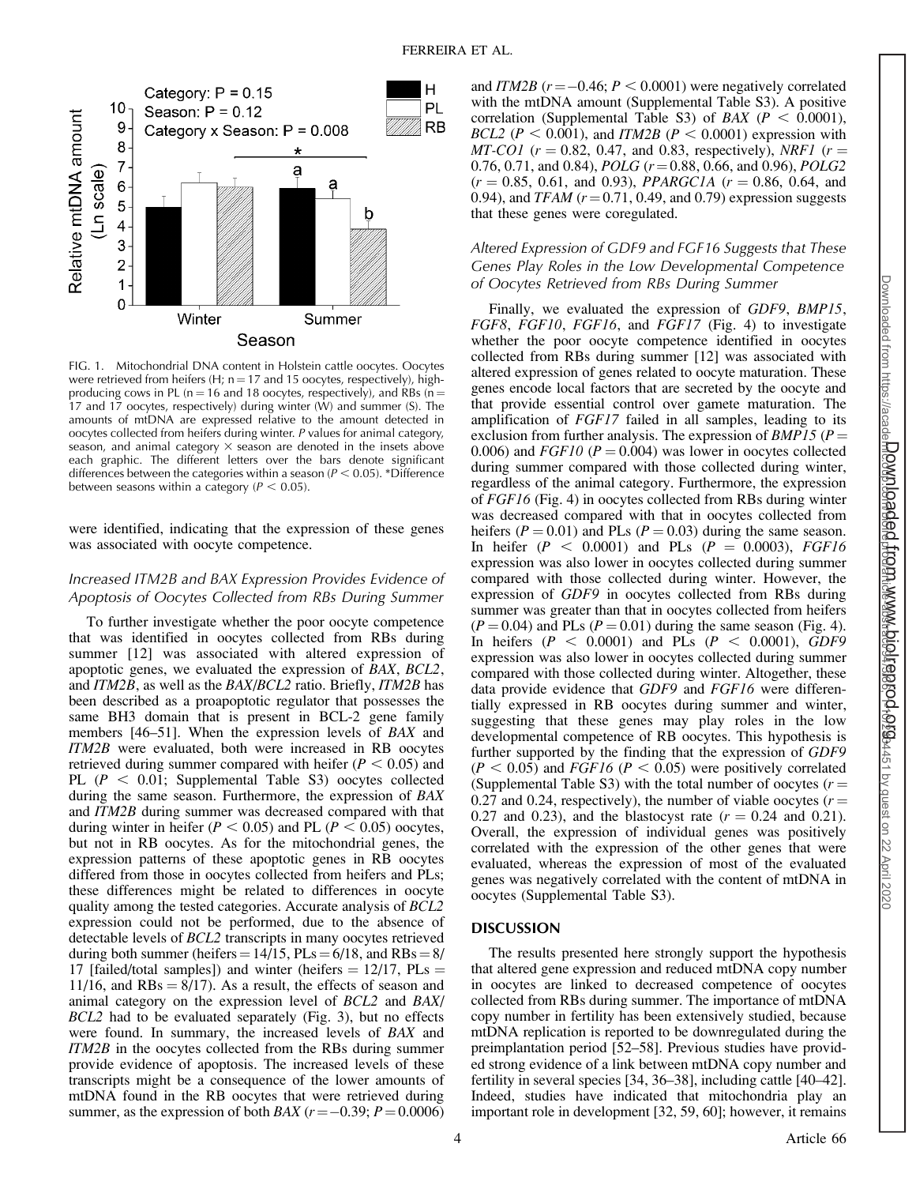FIG. 1. Mitochondrial DNA content in Holstein cattle oocytes. Oocytes were retrieved from heifers (H; n = 17 and 15 oocytes, respectively), high-producing cows in PL (n = 16 and 18 oocytes, respectively), and RBs (n = 17 and 17 oocytes, respectively) during winter (W) and summer (S). The amounts of mtDNA are expressed relative to the amount detected in oocytes collected from heifers during winter. *P* values for animal category, season, and animal category × season are denoted in the insets above each graphic. The different letters over the bars denote significant differences between the categories within a season ($P < 0.05$). *Difference between seasons within a category ($P < 0.05$).

were identified, indicating that the expression of these genes was associated with oocyte competence.

### *Increased ITM2B and BAX Expression Provides Evidence of Apoptosis of Oocytes Collected from RBs During Summer*

To further investigate whether the poor oocyte competence that was identified in oocytes collected from RBs during summer [12] was associated with altered expression of apoptotic genes, we evaluated the expression of *BAX*, *BCL2*, and *ITM2B*, as well as the *BAX*/*BCL2* ratio. Briefly, *ITM2B* has been described as a proapoptotic regulator that possesses the same BH3 domain that is present in BCL-2 gene family members [46–51]. When the expression levels of *BAX* and *ITM2B* were evaluated, both were increased in RB oocytes retrieved during summer compared with heifer ($P < 0.05$) and PL ($P < 0.01$; Supplemental Table S3) oocytes collected during the same season. Furthermore, the expression of *BAX* and *ITM2B* during summer was decreased compared with that during winter in heifer ($P < 0.05$) and PL ($P < 0.05$) oocytes, but not in RB oocytes. As for the mitochondrial genes, the expression patterns of these apoptotic genes in RB oocytes differed from those in oocytes collected from heifers and PLs; these differences might be related to differences in oocyte quality among the tested categories. Accurate analysis of *BCL2* expression could not be performed, due to the absence of detectable levels of *BCL2* transcripts in many oocytes retrieved during both summer (heifers = 14/15, PLs = 6/18, and RBs = 8/17 [failed/total samples]) and winter (heifers = 12/17, PLs = 11/16, and RBs = 8/17). As a result, the effects of season and animal category on the expression level of *BCL2* and *BAX*/*BCL2* had to be evaluated separately (Fig. 3), but no effects were found. In summary, the increased levels of *BAX* and *ITM2B* in the oocytes collected from the RBs during summer provide evidence of apoptosis. The increased levels of these transcripts might be a consequence of the lower amounts of mtDNA found in the RB oocytes that were retrieved during summer, as the expression of both *BAX* ($r = -0.39$; $P = 0.0006$) and *ITM2B* ($r = -0.46$; $P < 0.0001$) were negatively correlated with the mtDNA amount (Supplemental Table S3). A positive correlation (Supplemental Table S3) of *BAX* ($P < 0.0001$), *BCL2* ($P < 0.001$), and *ITM2B* ($P < 0.0001$) expression with *MT-CO1* ($r = 0.82$, 0.47, and 0.83, respectively), *NRF1* ($r = 0.76$, 0.71, and 0.84), *POLG* ($r = 0.88$, 0.66, and 0.96), *POLG2* ($r = 0.85$, 0.61, and 0.93), *PPARGC1A* ($r = 0.86$, 0.64, and 0.94), and *TFAM* ($r = 0.71$, 0.49, and 0.79) expression suggests that these genes were coregulated.

### *Altered Expression of GDF9 and FGF16 Suggests that These Genes Play Roles in the Low Developmental Competence of Oocytes Retrieved from RBs During Summer*

Finally, we evaluated the expression of *GDF9*, *BMP15*, *FGF8*, *FGF10*, *FGF16*, and *FGF17* (Fig. 4) to investigate whether the poor oocyte competence identified in oocytes collected from RBs during summer [12] was associated with altered expression of genes related to oocyte maturation. These genes encode local factors that are secreted by the oocyte and that provide essential control over gamete maturation. The amplification of *FGF17* failed in all samples, leading to its exclusion from further analysis. The expression of *BMP15* ($P = 0.006$) and *FGF10* ($P = 0.004$) was lower in oocytes collected during summer compared with those collected during winter, regardless of the animal category. Furthermore, the expression of *FGF16* (Fig. 4) in oocytes collected from RBs during winter was decreased compared with that in oocytes collected from heifers ($P = 0.01$) and PLs ($P = 0.03$) during the same season. In heifer ($P < 0.0001$) and PLs ($P = 0.0003$), *FGF16* expression was also lower in oocytes collected during summer compared with those collected during winter. However, the expression of *GDF9* in oocytes collected from RBs during summer was greater than that in oocytes collected from heifers ($P = 0.04$) and PLs ($P = 0.01$) during the same season (Fig. 4). In heifers ($P < 0.0001$) and PLs ($P < 0.0001$), *GDF9* expression was also lower in oocytes collected during summer compared with those collected during winter. Altogether, these data provide evidence that *GDF9* and *FGF16* were differentially expressed in RB oocytes during summer and winter, suggesting that these genes may play roles in the low developmental competence of RB oocytes. This hypothesis is further supported by the finding that the expression of *GDF9* ($P < 0.05$) and *FGF16* ($P < 0.05$) were positively correlated (Supplemental Table S3) with the total number of oocytes ($r = 0.27$ and 0.24, respectively), the number of viable oocytes ($r = 0.27$ and 0.23), and the blastocyst rate ($r = 0.24$ and 0.21). Overall, the expression of individual genes was positively correlated with the expression of the other genes that were evaluated, whereas the expression of most of the evaluated genes was negatively correlated with the content of mtDNA in oocytes (Supplemental Table S3).

## DISCUSSION

The results presented here strongly support the hypothesis that altered gene expression and reduced mtDNA copy number in oocytes are linked to decreased competence of oocytes collected from RBs during summer. The importance of mtDNA copy number in fertility has been extensively studied, because mtDNA replication is reported to be downregulated during the preimplantation period [52–58]. Previous studies have provided strong evidence of a link between mtDNA copy number and fertility in several species [34, 36–38], including cattle [40–42]. Indeed, studies have indicated that mitochondria play an important role in development [32, 59, 60]; however, it remains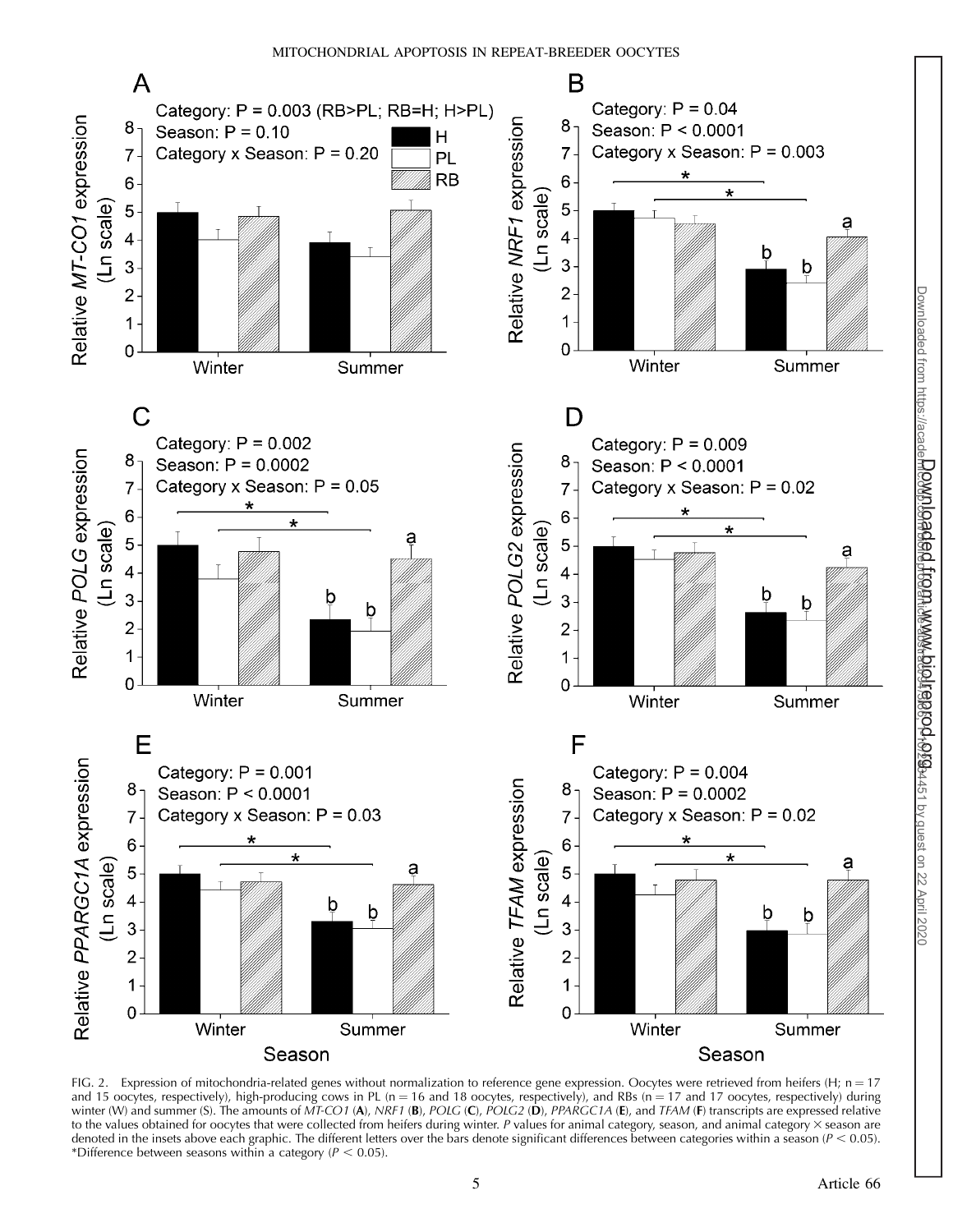FIG. 2. Expression of mitochondria-related genes without normalization to reference gene expression. Oocytes were retrieved from heifers (H; n = 17 and 15 oocytes, respectively), high-producing cows in PL (n = 16 and 18 oocytes, respectively), and RBs (n = 17 and 17 oocytes, respectively) during winter (W) and summer (S). The amounts of *MT-CO1* (**A**), *NRF1* (**B**), *POLG* (**C**), *POLG2* (**D**), *PPARGC1A* (**E**), and *TFAM* (**F**) transcripts are expressed relative to the values obtained for oocytes that were collected from heifers during winter. *P* values for animal category, season, and animal category × season are denoted in the insets above each graphic. The different letters over the bars denote significant differences between categories within a season ($P < 0.05$). *Difference between seasons within a category ($P < 0.05$).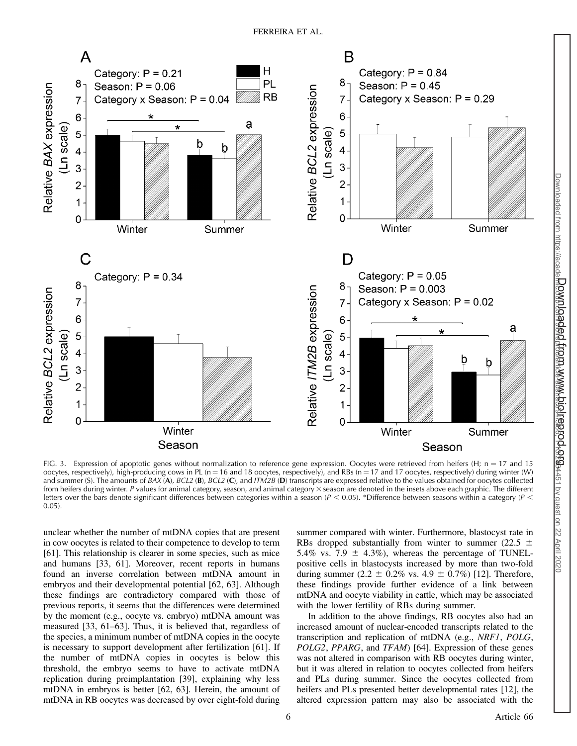FIG. 3. Expression of apoptotic genes without normalization to reference gene expression. Oocytes were retrieved from heifers (H; n = 17 and 15 oocytes, respectively), high-producing cows in PL (n = 16 and 18 oocytes, respectively), and RBs (n = 17 and 17 oocytes, respectively) during winter (W) and summer (S). The amounts of *BAX* (**A**), *BCL2* (**B**), *BCL2* (**C**), and *ITM2B* (**D**) transcripts are expressed relative to the values obtained for oocytes collected from heifers during winter. *P* values for animal category, season, and animal category × season are denoted in the insets above each graphic. The different letters over the bars denote significant differences between categories within a season ($P < 0.05$). *Difference between seasons within a category ($P < 0.05$).

unclear whether the number of mtDNA copies that are present in cow oocytes is related to their competence to develop to term [61]. This relationship is clearer in some species, such as mice and humans [33, 61]. Moreover, recent reports in humans found an inverse correlation between mtDNA amount in embryos and their developmental potential [62, 63]. Although these findings are contradictory compared with those of previous reports, it seems that the differences were determined by the moment (e.g., oocyte vs. embryo) mtDNA amount was measured [33, 61–63]. Thus, it is believed that, regardless of the species, a minimum number of mtDNA copies in the oocyte is necessary to support development after fertilization [61]. If the number of mtDNA copies in oocytes is below this threshold, the embryo seems to have to activate mtDNA replication during preimplantation [39], explaining why less mtDNA in embryos is better [62, 63]. Herein, the amount of mtDNA in RB oocytes was decreased by over eight-fold during summer compared with winter. Furthermore, blastocyst rate in RBs dropped substantially from winter to summer (22.5 ± 5.4% vs. 7.9 ± 4.3%), whereas the percentage of TUNEL-positive cells in blastocysts increased by more than two-fold during summer (2.2 ± 0.2% vs. 4.9 ± 0.7%) [12]. Therefore, these findings provide further evidence of a link between mtDNA and oocyte viability in cattle, which may be associated with the lower fertility of RBs during summer.

In addition to the above findings, RB oocytes also had an increased amount of nuclear-encoded transcripts related to the transcription and replication of mtDNA (e.g., *NRF1*, *POLG*, *POLG2*, *PPARG*, and *TFAM*) [64]. Expression of these genes was not altered in comparison with RB oocytes during winter, but it was altered in relation to oocytes collected from heifers and PLs during summer. Since the oocytes collected from heifers and PLs presented better developmental rates [12], the altered expression pattern may also be associated with the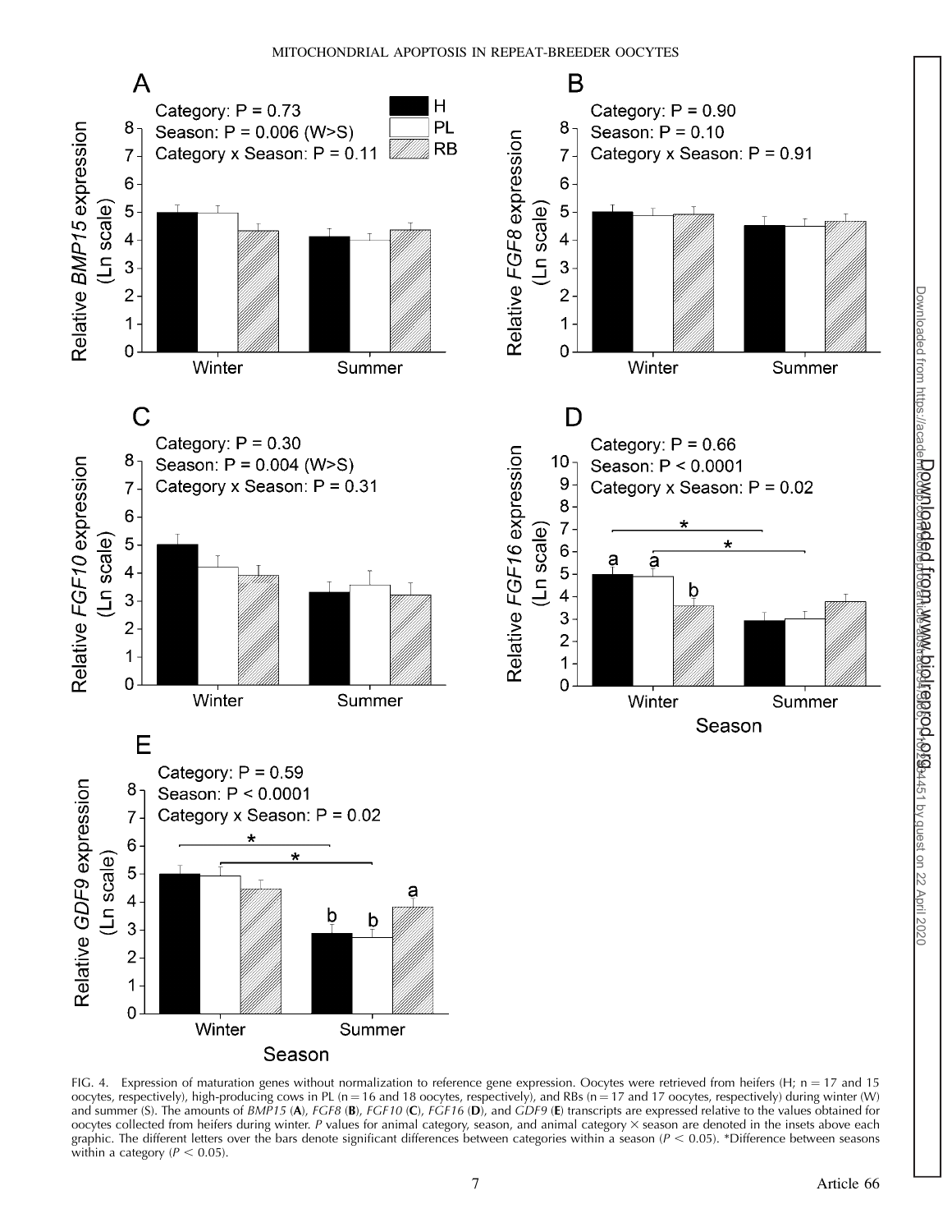FIG. 4. Expression of maturation genes without normalization to reference gene expression. Oocytes were retrieved from heifers (H; n = 17 and 15 oocytes, respectively), high-producing cows in PL (n = 16 and 18 oocytes, respectively), and RBs (n = 17 and 17 oocytes, respectively) during winter (W) and summer (S). The amounts of *BMP15* (**A**), *FGF8* (**B**), *FGF10* (**C**), *FGF16* (**D**), and *GDF9* (**E**) transcripts are expressed relative to the values obtained for oocytes collected from heifers during winter. *P* values for animal category, season, and animal category × season are denoted in the insets above each graphic. The different letters over the bars denote significant differences between categories within a season ($P < 0.05$). *Difference between seasons within a category ($P < 0.05$).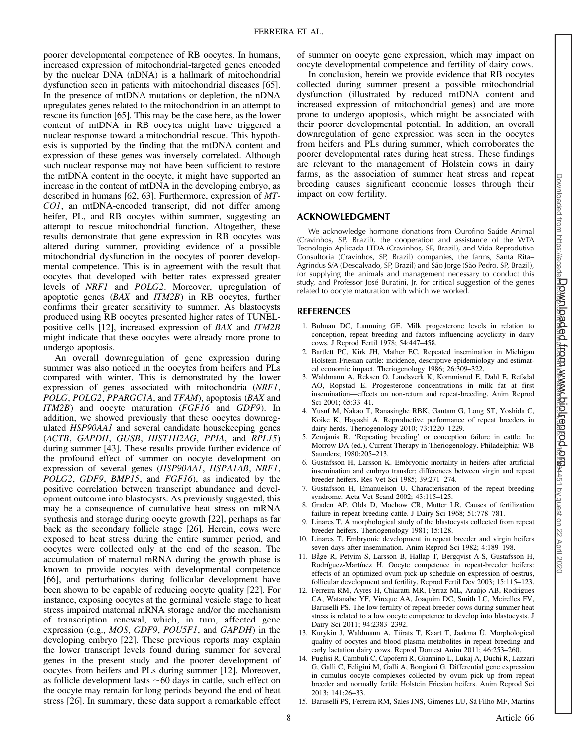poorer developmental competence of RB oocytes. In humans, increased expression of mitochondrial-targeted genes encoded by the nuclear DNA (nDNA) is a hallmark of mitochondrial dysfunction seen in patients with mitochondrial diseases [65]. In the presence of mtDNA mutations or depletion, the nDNA upregulates genes related to the mitochondrion in an attempt to rescue its function [65]. This may be the case here, as the lower content of mtDNA in RB oocytes might have triggered a nuclear response toward a mitochondrial rescue. This hypothesis is supported by the finding that the mtDNA content and expression of these genes was inversely correlated. Although such nuclear response may not have been sufficient to restore the mtDNA content in the oocyte, it might have supported an increase in the content of mtDNA in the developing embryo, as described in humans [62, 63]. Furthermore, expression of *MT-CO1*, an mtDNA-encoded transcript, did not differ among heifer, PL, and RB oocytes within summer, suggesting an attempt to rescue mitochondrial function. Altogether, these results demonstrate that gene expression in RB oocytes was altered during summer, providing evidence of a possible mitochondrial dysfunction in the oocytes of poorer developmental competence. This is in agreement with the result that oocytes that developed with better rates expressed greater levels of *NRF1* and *POLG2*. Moreover, upregulation of apoptotic genes (*BAX* and *ITM2B*) in RB oocytes, further confirms their greater sensitivity to summer. As blastocysts produced using RB oocytes presented higher rates of TUNEL-positive cells [12], increased expression of *BAX* and *ITM2B* might indicate that these oocytes were already more prone to undergo apoptosis.

An overall downregulation of gene expression during summer was also noticed in the oocytes from heifers and PLs compared with winter. This is demonstrated by the lower expression of genes associated with mitochondria (*NRF1*, *POLG*, *POLG2*, *PPARGC1A*, and *TFAM*), apoptosis (*BAX* and *ITM2B*) and oocyte maturation (*FGF16* and *GDF9*). In addition, we showed previously that these oocytes downregulated *HSP90AA1* and several candidate housekeeping genes (*ACTB*, *GAPDH*, *GUSB*, *HIST1H2AG*, *PPIA*, and *RPL15*) during summer [43]. These results provide further evidence of the profound effect of summer on oocyte development on expression of several genes (*HSP90AA1*, *HSPA1AB*, *NRF1*, *POLG2*, *GDF9*, *BMP15*, and *FGF16*), as indicated by the positive correlation between transcript abundance and development outcome into blastocysts. As previously suggested, this may be a consequence of cumulative heat stress on mRNA synthesis and storage during oocyte growth [22], perhaps as far back as the secondary follicle stage [26]. Herein, cows were exposed to heat stress during the entire summer period, and oocytes were collected only at the end of the season. The accumulation of maternal mRNA during the growth phase is known to provide oocytes with developmental competence [66], and perturbations during follicular development have been shown to be capable of reducing oocyte quality [22]. For instance, exposing oocytes at the germinal vesicle stage to heat stress impaired maternal mRNA storage and/or the mechanism of transcription renewal, which, in turn, affected gene expression (e.g., *MOS*, *GDF9*, *POU5F1*, and *GAPDH*) in the developing embryo [22]. These previous reports may explain the lower transcript levels found during summer for several genes in the present study and the poorer development of oocytes from heifers and PLs during summer [12]. Moreover, as follicle development lasts ~60 days in cattle, such effect on the oocyte may remain for long periods beyond the end of heat stress [26]. In summary, these data support a remarkable effect of summer on oocyte gene expression, which may impact on oocyte developmental competence and fertility of dairy cows.

In conclusion, herein we provide evidence that RB oocytes collected during summer present a possible mitochondrial dysfunction (illustrated by reduced mtDNA content and increased expression of mitochondrial genes) and are more prone to undergo apoptosis, which might be associated with their poorer developmental potential. In addition, an overall downregulation of gene expression was seen in the oocytes from heifers and PLs during summer, which corroborates the poorer developmental rates during heat stress. These findings are relevant to the management of Holstein cows in dairy farms, as the association of summer heat stress and repeat breeding causes significant economic losses through their impact on cow fertility.

## ACKNOWLEDGMENT

We acknowledge hormone donations from Ourofino Saúde Animal (Cravinhos, SP, Brazil), the cooperation and assistance of the WTA Tecnologia Aplicada LTDA (Cravinhos, SP, Brazil), and Vida Reprodutiva Consultoria (Cravinhos, SP, Brazil) companies, the farms, Santa Rita–Agrindus S/A (Descalvado, SP, Brazil) and São Jorge (São Pedro, SP, Brazil), for supplying the animals and management necessary to conduct this study, and Professor José Buratini, Jr. for critical suggestion of the genes related to oocyte maturation with which we worked.

## REFERENCES

1. Bulman DC, Lamming GE. Milk progesterone levels in relation to conception, repeat breeding and factors influencing acyclicity in dairy cows. J Reprod Fertil 1978; 54:447–458.
2. Bartlett PC, Kirk JH, Mather EC. Repeated insemination in Michigan Holstein-Friesian cattle: incidence, descriptive epidemiology and estimated economic impact. Theriogenology 1986; 26:309–322.
3. Waldmann A, Reksen O, Landsverk K, Kommisrud E, Dahl E, Refsdal AO, Ropstad E. Progesterone concentrations in milk fat at first insemination—effects on non-return and repeat-breeding. Anim Reprod Sci 2001; 65:33–41.
4. Yusuf M, Nakao T, Ranasinghe RBK, Gautam G, Long ST, Yoshida C, Koike K, Hayashi A. Reproductive performance of repeat breeders in dairy herds. Theriogenology 2010; 73:1220–1229.
5. Zemjanis R. 'Repeating breeding' or conception failure in cattle. In: Morrow DA (ed.), Current Therapy in Theriogenology. Philadelphia: WB Saunders; 1980:205–213.
6. Gustafsson H, Larsson K. Embryonic mortality in heifers after artificial insemination and embryo transfer: differences between virgin and repeat breeder heifers. Res Vet Sci 1985; 39:271–274.
7. Gustafsson H, Emanuelson U. Characterisation of the repeat breeding syndrome. Acta Vet Scand 2002; 43:115–125.
8. Graden AP, Olds D, Mochow CR, Mutter LR. Causes of fertilization failure in repeat breeding cattle. J Dairy Sci 1968; 51:778–781.
9. Linares T. A morphological study of the blastocysts collected from repeat breeder heifers. Theriogenology 1981; 15:128.
10. Linares T. Embryonic development in repeat breeder and virgin heifers seven days after insemination. Anim Reprod Sci 1982; 4:189–198.
11. Båge R, Petyim S, Larsson B, Hallap T, Bergqvist A-S, Gustafsson H, Rodríguez-Martínez H. Oocyte competence in repeat-breeder heifers: effects of an optimized ovum pick-up schedule on expression of oestrus, follicular development and fertility. Reprod Fertil Dev 2003; 15:115–123.
12. Ferreira RM, Ayres H, Chiaratti MR, Ferraz ML, Araújo AB, Rodrigues CA, Watanabe YF, Vireque AA, Joaquim DC, Smith LC, Meirelles FV, Baruselli PS. The low fertility of repeat-breeder cows during summer heat stress is related to a low oocyte competence to develop into blastocysts. J Dairy Sci 2011; 94:2383–2392.
13. Kurykin J, Waldmann A, Tiirats T, Kaart T, Jaakma Ü. Morphological quality of oocytes and blood plasma metabolites in repeat breeding and early lactation dairy cows. Reprod Domest Anim 2011; 46:253–260.
14. Puglisi R, Cambuli C, Capoferri R, Giannino L, Lukaj A, Duchi R, Lazzari G, Galli C, Feligini M, Galli A, Bongioni G. Differential gene expression in cumulus oocyte complexes collected by ovum pick up from repeat breeder and normally fertile Holstein Friesian heifers. Anim Reprod Sci 2013; 141:26–33.
15. Baruselli PS, Ferreira RM, Sales JNS, Gimenes LU, Sá Filho MF, Martins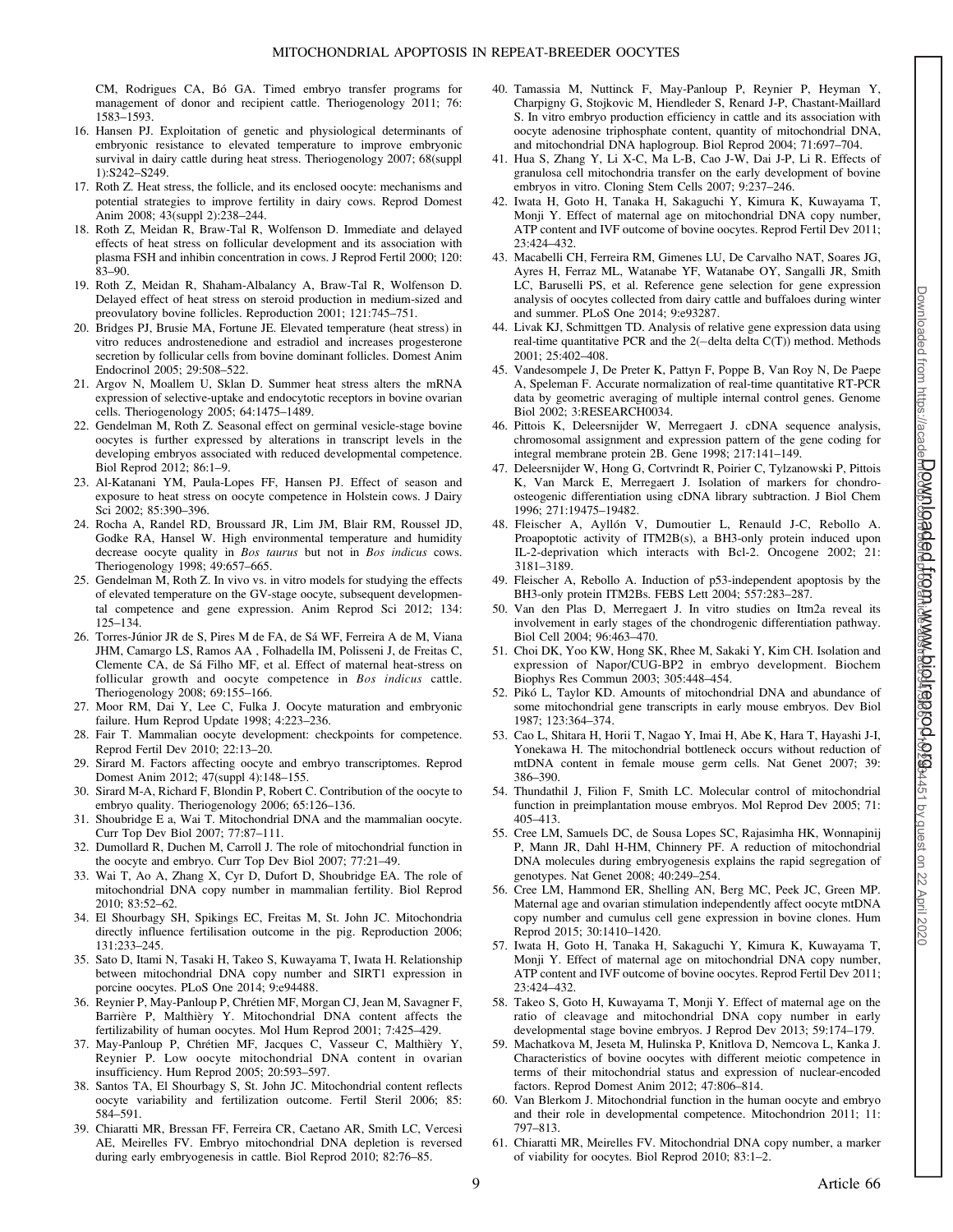CM, Rodrigues CA, Bó GA. Timed embryo transfer programs for management of donor and recipient cattle. Theriogenology 2011; 76: 1583–1593.

16. Hansen PJ. Exploitation of genetic and physiological determinants of embryonic resistance to elevated temperature to improve embryonic survival in dairy cattle during heat stress. Theriogenology 2007; 68(suppl 1):S242–S249.
17. Roth Z. Heat stress, the follicle, and its enclosed oocyte: mechanisms and potential strategies to improve fertility in dairy cows. Reprod Domest Anim 2008; 43(suppl 2):238–244.
18. Roth Z, Meidan R, Braw-Tal R, Wolfenson D. Immediate and delayed effects of heat stress on follicular development and its association with plasma FSH and inhibin concentration in cows. J Reprod Fertil 2000; 120: 83–90.
19. Roth Z, Meidan R, Shaham-Albalancy A, Braw-Tal R, Wolfenson D. Delayed effect of heat stress on steroid production in medium-sized and preovulatory bovine follicles. Reproduction 2001; 121:745–751.
20. Bridges PJ, Brusie MA, Fortune JE. Elevated temperature (heat stress) in vitro reduces androstenedione and estradiol and increases progesterone secretion by follicular cells from bovine dominant follicles. Domest Anim Endocrinol 2005; 29:508–522.
21. Argov N, Moallem U, Sklan D. Summer heat stress alters the mRNA expression of selective-uptake and endocytotic receptors in bovine ovarian cells. Theriogenology 2005; 64:1475–1489.
22. Gendelman M, Roth Z. Seasonal effect on germinal vesicle-stage bovine oocytes is further expressed by alterations in transcript levels in the developing embryos associated with reduced developmental competence. Biol Reprod 2012; 86:1–9.
23. Al-Katanani YM, Paula-Lopes FF, Hansen PJ. Effect of season and exposure to heat stress on oocyte competence in Holstein cows. J Dairy Sci 2002; 85:390–396.
24. Rocha A, Randel RD, Broussard JR, Lim JM, Blair RM, Roussel JD, Godke RA, Hansel W. High environmental temperature and humidity decrease oocyte quality in *Bos taurus* but not in *Bos indicus* cows. Theriogenology 1998; 49:657–665.
25. Gendelman M, Roth Z. In vivo vs. in vitro models for studying the effects of elevated temperature on the GV-stage oocyte, subsequent developmental competence and gene expression. Anim Reprod Sci 2012; 134: 125–134.
26. Torres-Júnior JR de S, Pires M de FA, de Sá WF, Ferreira A de M, Viana JHM, Camargo LS, Ramos AA , Folhadella IM, Polisseni J, de Freitas C, Clemente CA, de Sá Filho MF, et al. Effect of maternal heat-stress on follicular growth and oocyte competence in *Bos indicus* cattle. Theriogenology 2008; 69:155–166.
27. Moor RM, Dai Y, Lee C, Fulka J. Oocyte maturation and embryonic failure. Hum Reprod Update 1998; 4:223–236.
28. Fair T. Mammalian oocyte development: checkpoints for competence. Reprod Fertil Dev 2010; 22:13–20.
29. Sirard M. Factors affecting oocyte and embryo transcriptomes. Reprod Domest Anim 2012; 47(suppl 4):148–155.
30. Sirard M-A, Richard F, Blondin P, Robert C. Contribution of the oocyte to embryo quality. Theriogenology 2006; 65:126–136.
31. Shoubridge E a, Wai T. Mitochondrial DNA and the mammalian oocyte. Curr Top Dev Biol 2007; 77:87–111.
32. Dumollard R, Duchen M, Carroll J. The role of mitochondrial function in the oocyte and embryo. Curr Top Dev Biol 2007; 77:21–49.
33. Wai T, Ao A, Zhang X, Cyr D, Dufort D, Shoubridge EA. The role of mitochondrial DNA copy number in mammalian fertility. Biol Reprod 2010; 83:52–62.
34. El Shourbagy SH, Spikings EC, Freitas M, St. John JC. Mitochondria directly influence fertilisation outcome in the pig. Reproduction 2006; 131:233–245.
35. Sato D, Itami N, Tasaki H, Takeo S, Kuwayama T, Iwata H. Relationship between mitochondrial DNA copy number and SIRT1 expression in porcine oocytes. PLoS One 2014; 9:e94488.
36. Reynier P, May-Panloup P, Chrétien MF, Morgan CJ, Jean M, Savagner F, Barrière P, Malthièry Y. Mitochondrial DNA content affects the fertilizability of human oocytes. Mol Hum Reprod 2001; 7:425–429.
37. May-Panloup P, Chrétien MF, Jacques C, Vasseur C, Malthièry Y, Reynier P. Low oocyte mitochondrial DNA content in ovarian insufficiency. Hum Reprod 2005; 20:593–597.
38. Santos TA, El Shourbagy S, St. John JC. Mitochondrial content reflects oocyte variability and fertilization outcome. Fertil Steril 2006; 85: 584–591.
39. Chiaratti MR, Bressan FF, Ferreira CR, Caetano AR, Smith LC, Vercesi AE, Meirelles FV. Embryo mitochondrial DNA depletion is reversed during early embryogenesis in cattle. Biol Reprod 2010; 82:76–85.
40. Tamassia M, Nuttinck F, May-Panloup P, Reynier P, Heyman Y, Charpigny G, Stojkovic M, Hiendleder S, Renard J-P, Chastant-Maillard S. In vitro embryo production efficiency in cattle and its association with oocyte adenosine triphosphate content, quantity of mitochondrial DNA, and mitochondrial DNA haplogroup. Biol Reprod 2004; 71:697–704.
41. Hua S, Zhang Y, Li X-C, Ma L-B, Cao J-W, Dai J-P, Li R. Effects of granulosa cell mitochondria transfer on the early development of bovine embryos in vitro. Cloning Stem Cells 2007; 9:237–246.
42. Iwata H, Goto H, Tanaka H, Sakaguchi Y, Kimura K, Kuwayama T, Monji Y. Effect of maternal age on mitochondrial DNA copy number, ATP content and IVF outcome of bovine oocytes. Reprod Fertil Dev 2011; 23:424–432.
43. Macabelli CH, Ferreira RM, Gimenes LU, De Carvalho NAT, Soares JG, Ayres H, Ferraz ML, Watanabe YF, Watanabe OY, Sangalli JR, Smith LC, Baruselli PS, et al. Reference gene selection for gene expression analysis of oocytes collected from dairy cattle and buffaloes during winter and summer. PLoS One 2014; 9:e93287.
44. Livak KJ, Schmittgen TD. Analysis of relative gene expression data using real-time quantitative PCR and the 2(−delta delta C(T)) method. Methods 2001; 25:402–408.
45. Vandesompele J, De Preter K, Pattyn F, Poppe B, Van Roy N, De Paepe A, Speleman F. Accurate normalization of real-time quantitative RT-PCR data by geometric averaging of multiple internal control genes. Genome Biol 2002; 3:RESEARCH0034.
46. Pittois K, Deleersnijder W, Merregaert J. cDNA sequence analysis, chromosomal assignment and expression pattern of the gene coding for integral membrane protein 2B. Gene 1998; 217:141–149.
47. Deleersnijder W, Hong G, Cortvrindt R, Poirier C, Tylzanowski P, Pittois K, Van Marck E, Merregaert J. Isolation of markers for chondro-osteogenic differentiation using cDNA library subtraction. J Biol Chem 1996; 271:19475–19482.
48. Fleischer A, Ayllón V, Dumoutier L, Renauld J-C, Rebollo A. Proapoptotic activity of ITM2B(s), a BH3-only protein induced upon IL-2-deprivation which interacts with Bcl-2. Oncogene 2002; 21: 3181–3189.
49. Fleischer A, Rebollo A. Induction of p53-independent apoptosis by the BH3-only protein ITM2Bs. FEBS Lett 2004; 557:283–287.
50. Van den Plas D, Merregaert J. In vitro studies on Itm2a reveal its involvement in early stages of the chondrogenic differentiation pathway. Biol Cell 2004; 96:463–470.
51. Choi DK, Yoo KW, Hong SK, Rhee M, Sakaki Y, Kim CH. Isolation and expression of Napor/CUG-BP2 in embryo development. Biochem Biophys Res Commun 2003; 305:448–454.
52. Pikó L, Taylor KD. Amounts of mitochondrial DNA and abundance of some mitochondrial gene transcripts in early mouse embryos. Dev Biol 1987; 123:364–374.
53. Cao L, Shitara H, Horii T, Nagao Y, Imai H, Abe K, Hara T, Hayashi J-I, Yonekawa H. The mitochondrial bottleneck occurs without reduction of mtDNA content in female mouse germ cells. Nat Genet 2007; 39: 386–390.
54. Thundathil J, Filion F, Smith LC. Molecular control of mitochondrial function in preimplantation mouse embryos. Mol Reprod Dev 2005; 71: 405–413.
55. Cree LM, Samuels DC, de Sousa Lopes SC, Rajasimha HK, Wonnapinij P, Mann JR, Dahl H-HM, Chinnery PF. A reduction of mitochondrial DNA molecules during embryogenesis explains the rapid segregation of genotypes. Nat Genet 2008; 40:249–254.
56. Cree LM, Hammond ER, Shelling AN, Berg MC, Peek JC, Green MP. Maternal age and ovarian stimulation independently affect oocyte mtDNA copy number and cumulus cell gene expression in bovine clones. Hum Reprod 2015; 30:1410–1420.
57. Iwata H, Goto H, Tanaka H, Sakaguchi Y, Kimura K, Kuwayama T, Monji Y. Effect of maternal age on mitochondrial DNA copy number, ATP content and IVF outcome of bovine oocytes. Reprod Fertil Dev 2011; 23:424–432.
58. Takeo S, Goto H, Kuwayama T, Monji Y. Effect of maternal age on the ratio of cleavage and mitochondrial DNA copy number in early developmental stage bovine embryos. J Reprod Dev 2013; 59:174–179.
59. Machatkova M, Jeseta M, Hulinska P, Knitlova D, Nemcova L, Kanka J. Characteristics of bovine oocytes with different meiotic competence in terms of their mitochondrial status and expression of nuclear-encoded factors. Reprod Domest Anim 2012; 47:806–814.
60. Van Blerkom J. Mitochondrial function in the human oocyte and embryo and their role in developmental competence. Mitochondrion 2011; 11: 797–813.
61. Chiaratti MR, Meirelles FV. Mitochondrial DNA copy number, a marker of viability for oocytes. Biol Reprod 2010; 83:1–2.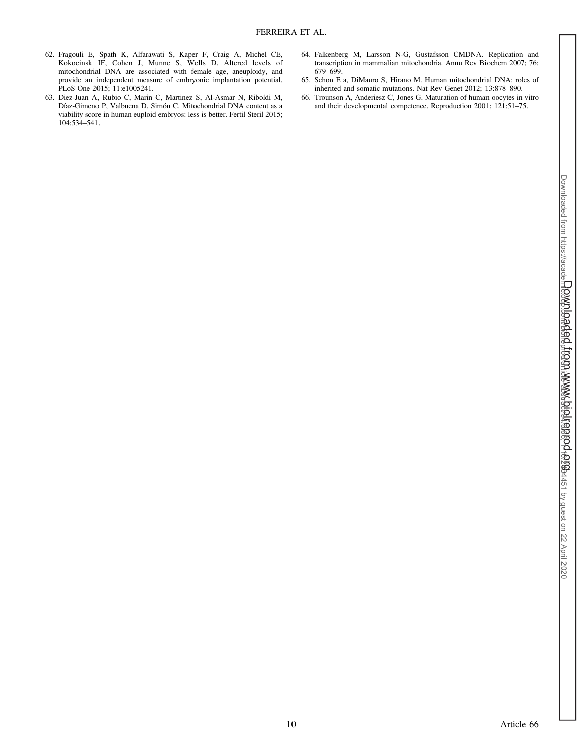62. Fragouli E, Spath K, Alfarawati S, Kaper F, Craig A, Michel CE, Kokocinsk IF, Cohen J, Munne S, Wells D. Altered levels of mitochondrial DNA are associated with female age, aneuploidy, and provide an independent measure of embryonic implantation potential. PLoS One 2015; 11:e1005241.
63. Diez-Juan A, Rubio C, Marin C, Martinez S, Al-Asmar N, Riboldi M, Díaz-Gimeno P, Valbuena D, Simón C. Mitochondrial DNA content as a viability score in human euploid embryos: less is better. Fertil Steril 2015; 104:534–541.
64. Falkenberg M, Larsson N-G, Gustafsson CMDNA. Replication and transcription in mammalian mitochondria. Annu Rev Biochem 2007; 76: 679–699.
65. Schon E a, DiMauro S, Hirano M. Human mitochondrial DNA: roles of inherited and somatic mutations. Nat Rev Genet 2012; 13:878–890.
66. Trounson A, Anderiesz C, Jones G. Maturation of human oocytes in vitro and their developmental competence. Reproduction 2001; 121:51–75.